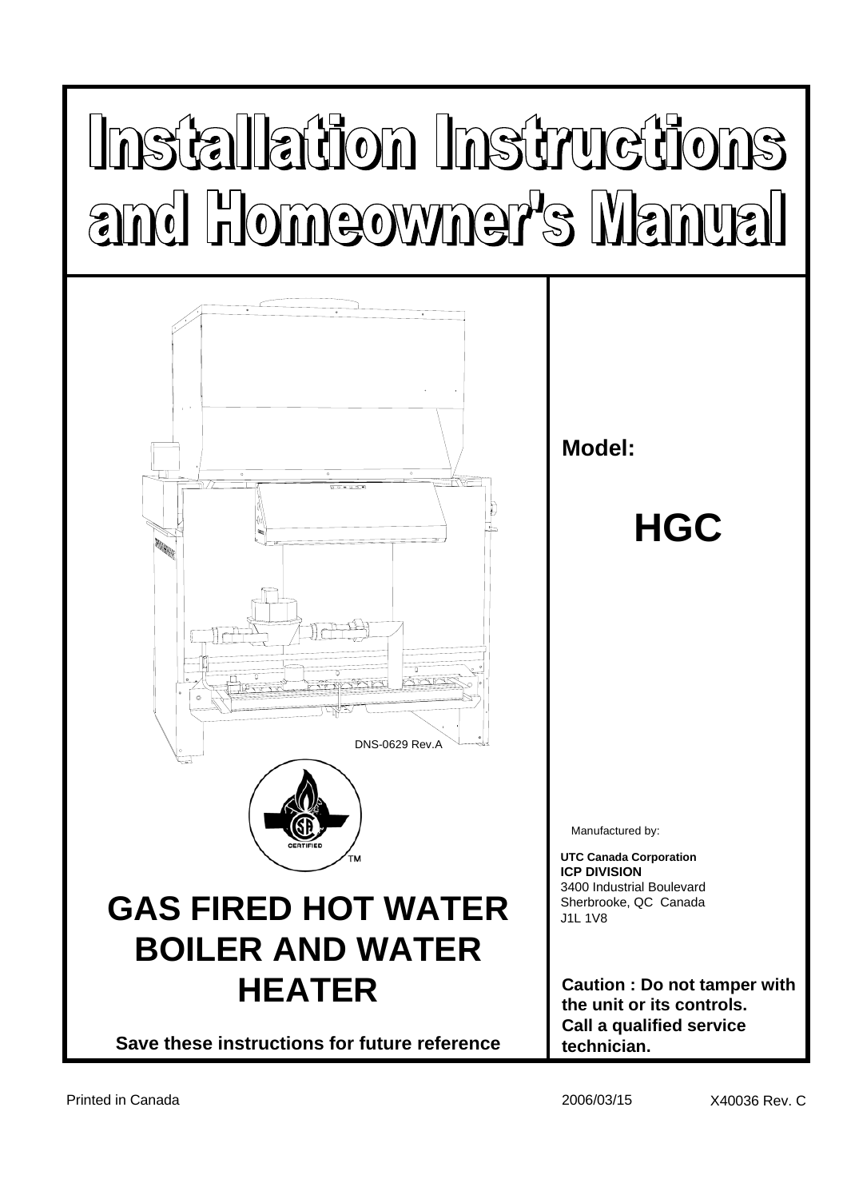# Installation Instructions and Homeowner's Manual

DNS-0629 Rev.A

CERTIFIED

TM

# GAS FIRED HOT WATER BOILER AND WATER HEATER

**Save these instructions for future reference**

**Model:**

## HGC

Manufactured by:

**UTC Canada Corporation**
**ICP DIVISION**
3400 Industrial Boulevard
Sherbrooke, QC Canada
J1L 1V8

**Caution : Do not tamper with the unit or its controls. Call a qualified service technician.**

Printed in Canada

2006/03/15

X40036 Rev. C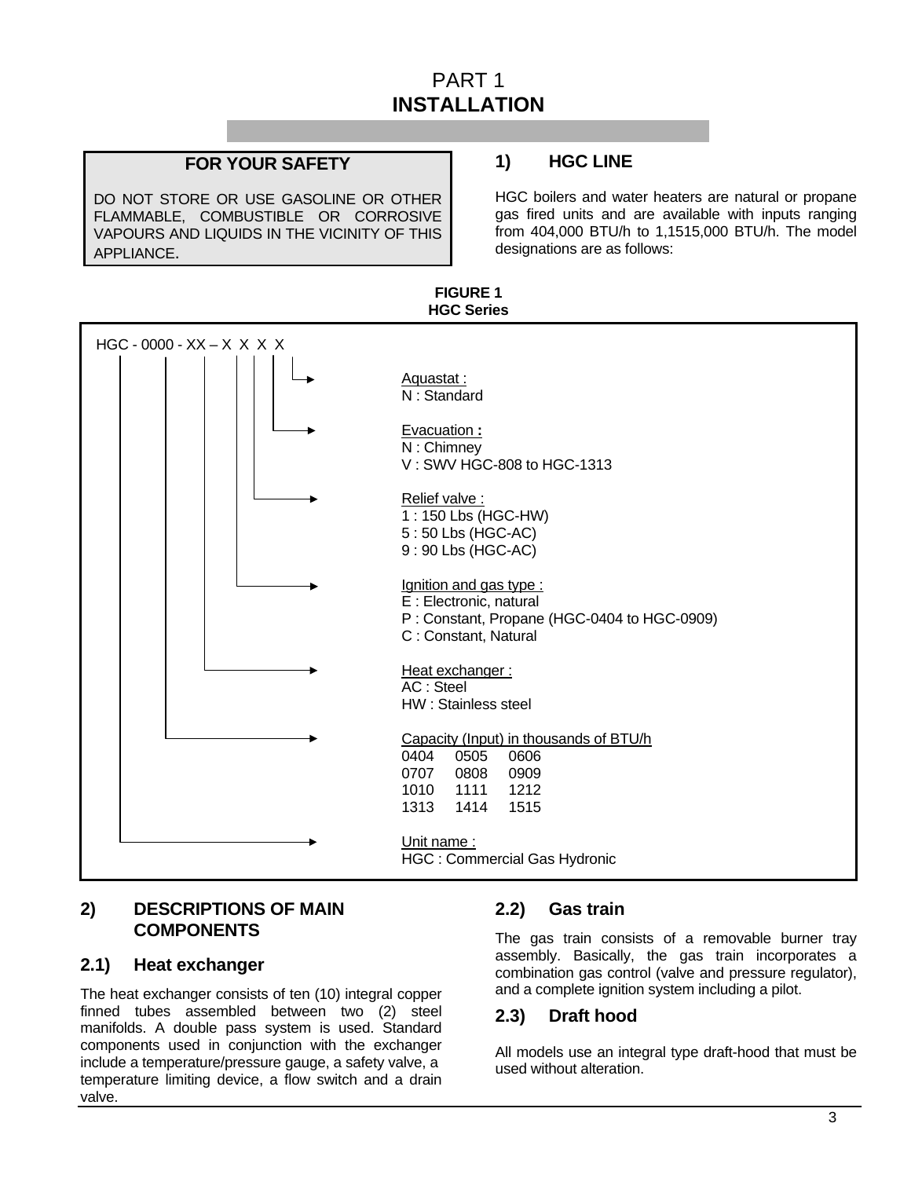# PART 1
# INSTALLATION

**FOR YOUR SAFETY**

DO NOT STORE OR USE GASOLINE OR OTHER FLAMMABLE, COMBUSTIBLE OR CORROSIVE VAPOURS AND LIQUIDS IN THE VICINITY OF THIS APPLIANCE.

## 1) HGC LINE

HGC boilers and water heaters are natural or propane gas fired units and are available with inputs ranging from 404,000 BTU/h to 1,1515,000 BTU/h. The model designations are as follows:

**FIGURE 1**
**HGC Series**

HGC - 0000 - XX – X X X X

- Aquastat :
  - N : Standard
- Evacuation :
  - N : Chimney
  - V : SWV HGC-808 to HGC-1313
- Relief valve :
  - 1 : 150 Lbs (HGC-HW)
  - 5 : 50 Lbs (HGC-AC)
  - 9 : 90 Lbs (HGC-AC)
- Ignition and gas type :
  - E : Electronic, natural
  - P : Constant, Propane (HGC-0404 to HGC-0909)
  - C : Constant, Natural
- Heat exchanger :
  - AC : Steel
  - HW : Stainless steel
- Capacity (Input) in thousands of BTU/h
  - 0404 0505 0606
  - 0707 0808 0909
  - 1010 1111 1212
  - 1313 1414 1515
- Unit name :
  - HGC : Commercial Gas Hydronic

## 2) DESCRIPTIONS OF MAIN COMPONENTS

### 2.1) Heat exchanger

The heat exchanger consists of ten (10) integral copper finned tubes assembled between two (2) steel manifolds. A double pass system is used. Standard components used in conjunction with the exchanger include a temperature/pressure gauge, a safety valve, a temperature limiting device, a flow switch and a drain valve.

### 2.2) Gas train

The gas train consists of a removable burner tray assembly. Basically, the gas train incorporates a combination gas control (valve and pressure regulator), and a complete ignition system including a pilot.

### 2.3) Draft hood

All models use an integral type draft-hood that must be used without alteration.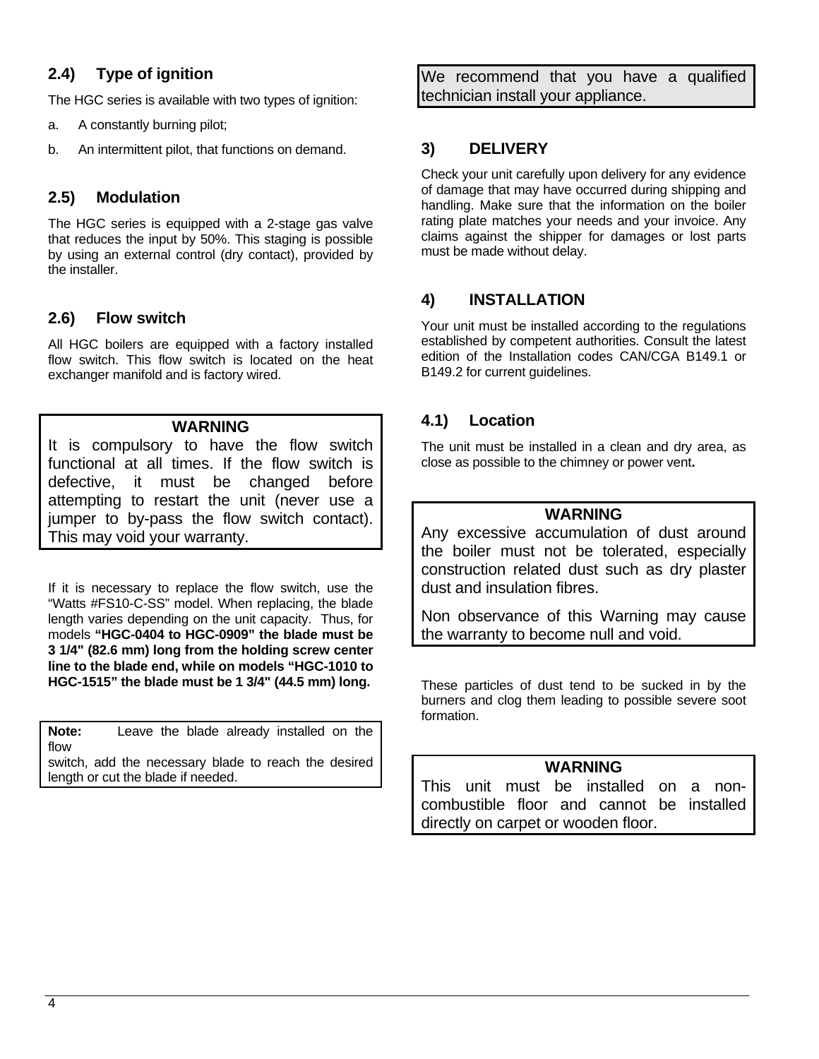## 2.4) Type of ignition

The HGC series is available with two types of ignition:

a. A constantly burning pilot;

b. An intermittent pilot, that functions on demand.

## 2.5) Modulation

The HGC series is equipped with a 2-stage gas valve that reduces the input by 50%. This staging is possible by using an external control (dry contact), provided by the installer.

## 2.6) Flow switch

All HGC boilers are equipped with a factory installed flow switch. This flow switch is located on the heat exchanger manifold and is factory wired.

> **WARNING**
>
> It is compulsory to have the flow switch functional at all times. If the flow switch is defective, it must be changed before attempting to restart the unit (never use a jumper to by-pass the flow switch contact). This may void your warranty.

If it is necessary to replace the flow switch, use the "Watts #FS10-C-SS" model. When replacing, the blade length varies depending on the unit capacity. Thus, for models **"HGC-0404 to HGC-0909" the blade must be 3 1/4" (82.6 mm) long from the holding screw center line to the blade end, while on models "HGC-1010 to HGC-1515" the blade must be 1 3/4" (44.5 mm) long.**

> **Note:** Leave the blade already installed on the flow switch, add the necessary blade to reach the desired length or cut the blade if needed.

> We recommend that you have a qualified technician install your appliance.

## 3) DELIVERY

Check your unit carefully upon delivery for any evidence of damage that may have occurred during shipping and handling. Make sure that the information on the boiler rating plate matches your needs and your invoice. Any claims against the shipper for damages or lost parts must be made without delay.

## 4) INSTALLATION

Your unit must be installed according to the regulations established by competent authorities. Consult the latest edition of the Installation codes CAN/CGA B149.1 or B149.2 for current guidelines.

## 4.1) Location

The unit must be installed in a clean and dry area, as close as possible to the chimney or power vent**.**

> **WARNING**
>
> Any excessive accumulation of dust around the boiler must not be tolerated, especially construction related dust such as dry plaster dust and insulation fibres.
>
> Non observance of this Warning may cause the warranty to become null and void.

These particles of dust tend to be sucked in by the burners and clog them leading to possible severe soot formation.

> **WARNING**
>
> This unit must be installed on a non-combustible floor and cannot be installed directly on carpet or wooden floor.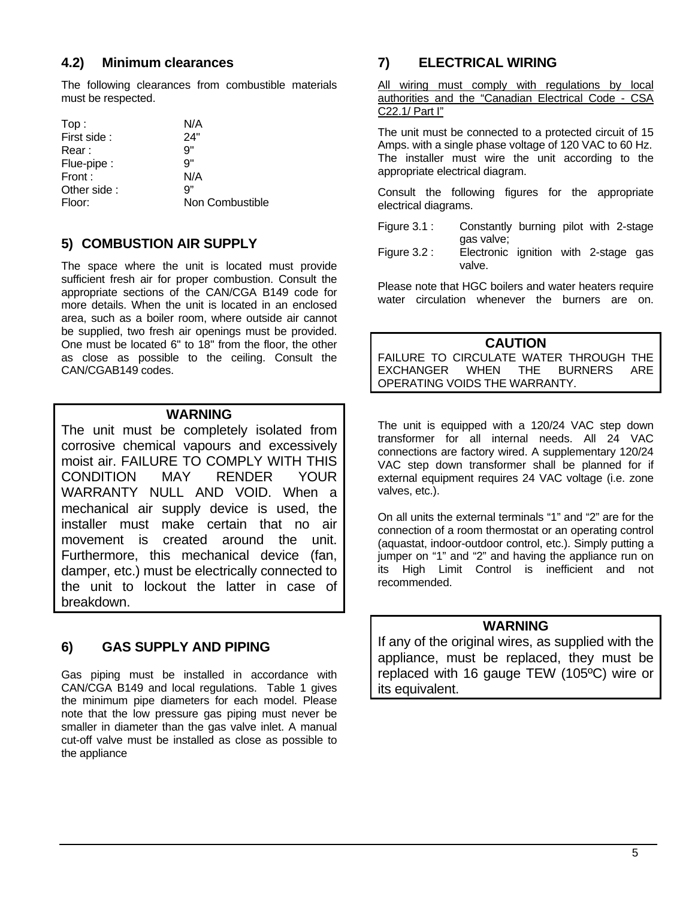### 4.2) Minimum clearances

The following clearances from combustible materials must be respected.

| | |
|---|---|
| Top : | N/A |
| First side : | 24" |
| Rear : | 9" |
| Flue-pipe : | 9" |
| Front : | N/A |
| Other side : | 9” |
| Floor: | Non Combustible |

## 5) COMBUSTION AIR SUPPLY

The space where the unit is located must provide sufficient fresh air for proper combustion. Consult the appropriate sections of the CAN/CGA B149 code for more details. When the unit is located in an enclosed area, such as a boiler room, where outside air cannot be supplied, two fresh air openings must be provided. One must be located 6" to 18" from the floor, the other as close as possible to the ceiling. Consult the CAN/CGAB149 codes.

**WARNING**

The unit must be completely isolated from corrosive chemical vapours and excessively moist air. FAILURE TO COMPLY WITH THIS CONDITION MAY RENDER YOUR WARRANTY NULL AND VOID. When a mechanical air supply device is used, the installer must make certain that no air movement is created around the unit. Furthermore, this mechanical device (fan, damper, etc.) must be electrically connected to the unit to lockout the latter in case of breakdown.

## 6) GAS SUPPLY AND PIPING

Gas piping must be installed in accordance with CAN/CGA B149 and local regulations. Table 1 gives the minimum pipe diameters for each model. Please note that the low pressure gas piping must never be smaller in diameter than the gas valve inlet. A manual cut-off valve must be installed as close as possible to the appliance

## 7) ELECTRICAL WIRING

All wiring must comply with regulations by local authorities and the “Canadian Electrical Code - CSA C22.1/ Part I”

The unit must be connected to a protected circuit of 15 Amps. with a single phase voltage of 120 VAC to 60 Hz. The installer must wire the unit according to the appropriate electrical diagram.

Consult the following figures for the appropriate electrical diagrams.

Figure 3.1 : Constantly burning pilot with 2-stage gas valve;
Figure 3.2 : Electronic ignition with 2-stage gas valve.

Please note that HGC boilers and water heaters require water circulation whenever the burners are on.

**CAUTION**

FAILURE TO CIRCULATE WATER THROUGH THE EXCHANGER WHEN THE BURNERS ARE OPERATING VOIDS THE WARRANTY.

The unit is equipped with a 120/24 VAC step down transformer for all internal needs. All 24 VAC connections are factory wired. A supplementary 120/24 VAC step down transformer shall be planned for if external equipment requires 24 VAC voltage (i.e. zone valves, etc.).

On all units the external terminals “1” and “2” are for the connection of a room thermostat or an operating control (aquastat, indoor-outdoor control, etc.). Simply putting a jumper on “1” and “2” and having the appliance run on its High Limit Control is inefficient and not recommended.

**WARNING**

If any of the original wires, as supplied with the appliance, must be replaced, they must be replaced with 16 gauge TEW (105ºC) wire or its equivalent.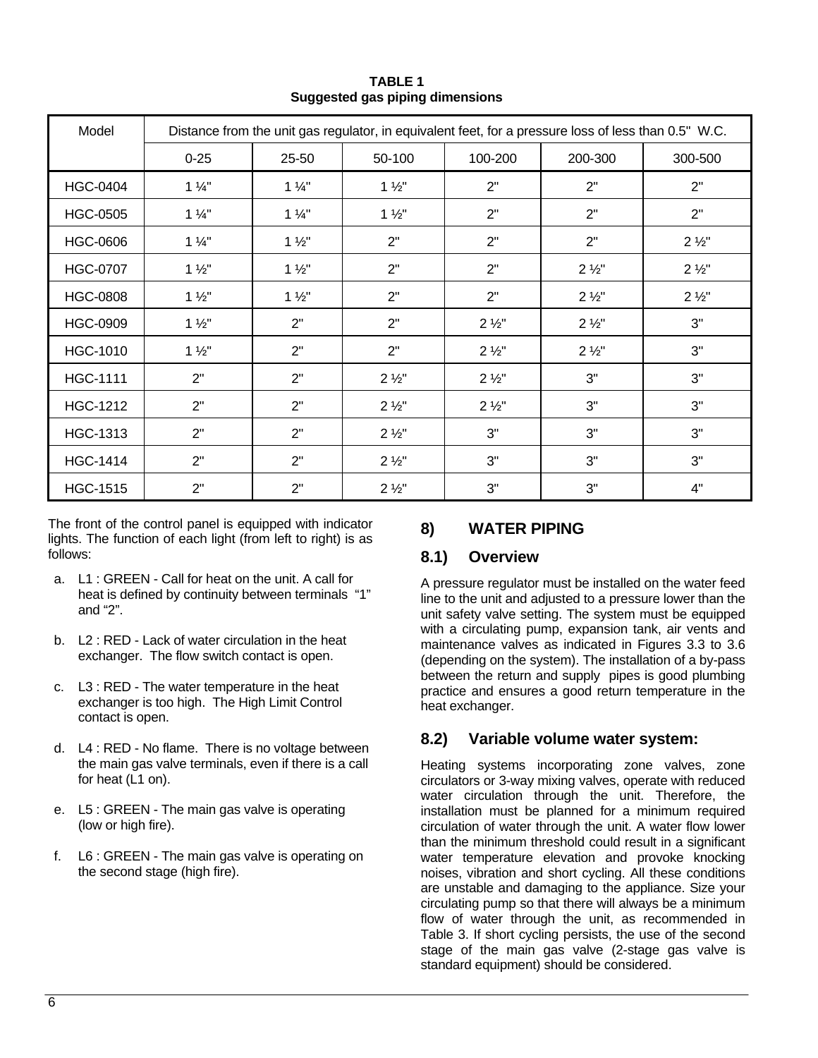**TABLE 1**
**Suggested gas piping dimensions**

| Model | Distance from the unit gas regulator, in equivalent feet, for a pressure loss of less than 0.5" W.C. | | | | | |
|---|---|---|---|---|---|---|
| | 0-25 | 25-50 | 50-100 | 100-200 | 200-300 | 300-500 |
| HGC-0404 | 1 ¼" | 1 ¼" | 1 ½" | 2" | 2" | 2" |
| HGC-0505 | 1 ¼" | 1 ¼" | 1 ½" | 2" | 2" | 2" |
| HGC-0606 | 1 ¼" | 1 ½" | 2" | 2" | 2" | 2 ½" |
| HGC-0707 | 1 ½" | 1 ½" | 2" | 2" | 2 ½" | 2 ½" |
| HGC-0808 | 1 ½" | 1 ½" | 2" | 2" | 2 ½" | 2 ½" |
| HGC-0909 | 1 ½" | 2" | 2" | 2 ½" | 2 ½" | 3" |
| HGC-1010 | 1 ½" | 2" | 2" | 2 ½" | 2 ½" | 3" |
| HGC-1111 | 2" | 2" | 2 ½" | 2 ½" | 3" | 3" |
| HGC-1212 | 2" | 2" | 2 ½" | 2 ½" | 3" | 3" |
| HGC-1313 | 2" | 2" | 2 ½" | 3" | 3" | 3" |
| HGC-1414 | 2" | 2" | 2 ½" | 3" | 3" | 3" |
| HGC-1515 | 2" | 2" | 2 ½" | 3" | 3" | 4" |

The front of the control panel is equipped with indicator lights. The function of each light (from left to right) is as follows:

a. L1 : GREEN - Call for heat on the unit. A call for heat is defined by continuity between terminals "1" and "2".

b. L2 : RED - Lack of water circulation in the heat exchanger. The flow switch contact is open.

c. L3 : RED - The water temperature in the heat exchanger is too high. The High Limit Control contact is open.

d. L4 : RED - No flame. There is no voltage between the main gas valve terminals, even if there is a call for heat (L1 on).

e. L5 : GREEN - The main gas valve is operating (low or high fire).

f. L6 : GREEN - The main gas valve is operating on the second stage (high fire).

## 8) WATER PIPING

### 8.1) Overview

A pressure regulator must be installed on the water feed line to the unit and adjusted to a pressure lower than the unit safety valve setting. The system must be equipped with a circulating pump, expansion tank, air vents and maintenance valves as indicated in Figures 3.3 to 3.6 (depending on the system). The installation of a by-pass between the return and supply pipes is good plumbing practice and ensures a good return temperature in the heat exchanger.

### 8.2) Variable volume water system:

Heating systems incorporating zone valves, zone circulators or 3-way mixing valves, operate with reduced water circulation through the unit. Therefore, the installation must be planned for a minimum required circulation of water through the unit. A water flow lower than the minimum threshold could result in a significant water temperature elevation and provoke knocking noises, vibration and short cycling. All these conditions are unstable and damaging to the appliance. Size your circulating pump so that there will always be a minimum flow of water through the unit, as recommended in Table 3. If short cycling persists, the use of the second stage of the main gas valve (2-stage gas valve is standard equipment) should be considered.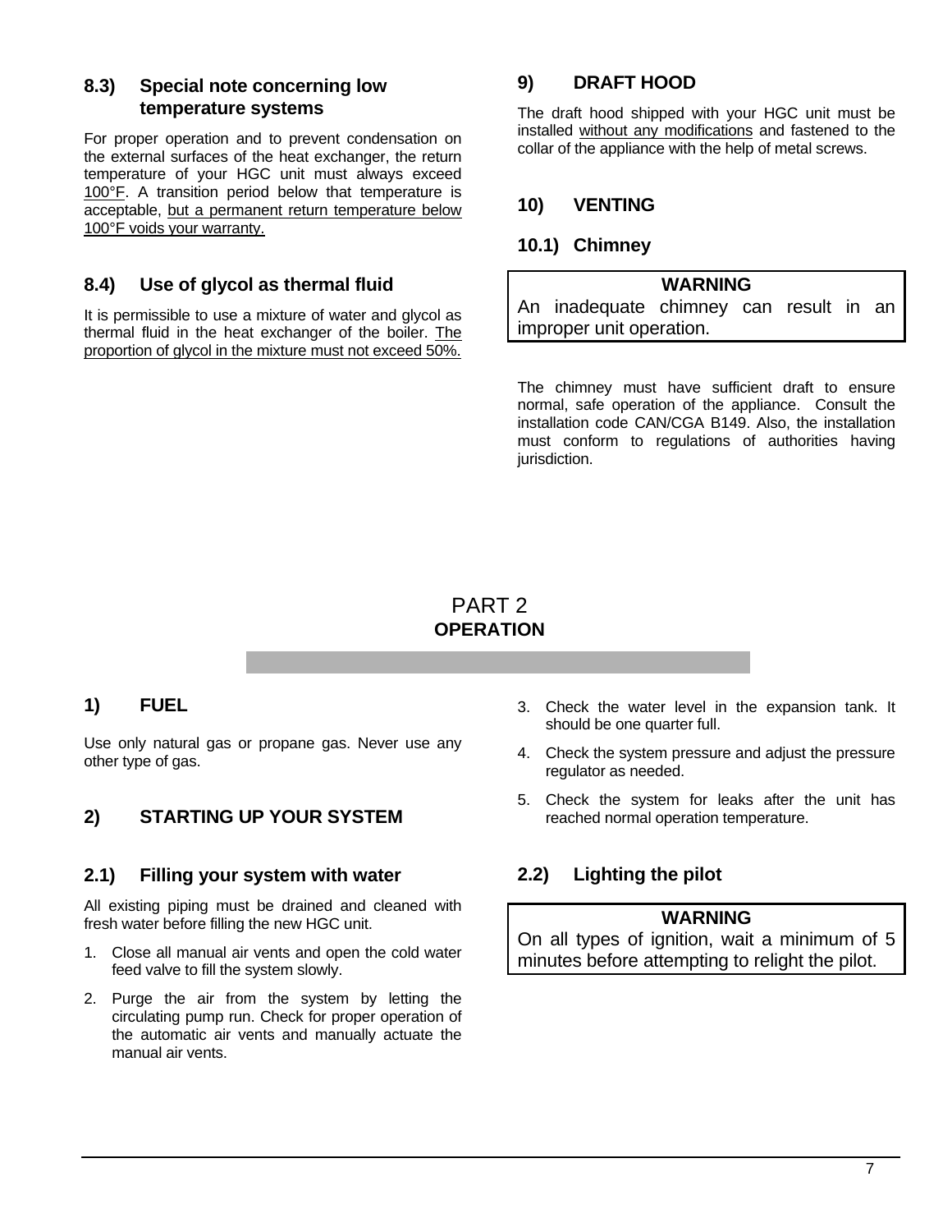### 8.3) Special note concerning low temperature systems

For proper operation and to prevent condensation on the external surfaces of the heat exchanger, the return temperature of your HGC unit must always exceed 100°F. A transition period below that temperature is acceptable, but a permanent return temperature below 100°F voids your warranty.

### 8.4) Use of glycol as thermal fluid

It is permissible to use a mixture of water and glycol as thermal fluid in the heat exchanger of the boiler. The proportion of glycol in the mixture must not exceed 50%.

## 9) DRAFT HOOD

The draft hood shipped with your HGC unit must be installed without any modifications and fastened to the collar of the appliance with the help of metal screws.

## 10) VENTING

### 10.1) Chimney

**WARNING**

An inadequate chimney can result in an improper unit operation.

The chimney must have sufficient draft to ensure normal, safe operation of the appliance. Consult the installation code CAN/CGA B149. Also, the installation must conform to regulations of authorities having jurisdiction.

# PART 2
# OPERATION

## 1) FUEL

Use only natural gas or propane gas. Never use any other type of gas.

## 2) STARTING UP YOUR SYSTEM

### 2.1) Filling your system with water

All existing piping must be drained and cleaned with fresh water before filling the new HGC unit.

1. Close all manual air vents and open the cold water feed valve to fill the system slowly.
2. Purge the air from the system by letting the circulating pump run. Check for proper operation of the automatic air vents and manually actuate the manual air vents.
3. Check the water level in the expansion tank. It should be one quarter full.
4. Check the system pressure and adjust the pressure regulator as needed.
5. Check the system for leaks after the unit has reached normal operation temperature.

### 2.2) Lighting the pilot

**WARNING**

On all types of ignition, wait a minimum of 5 minutes before attempting to relight the pilot.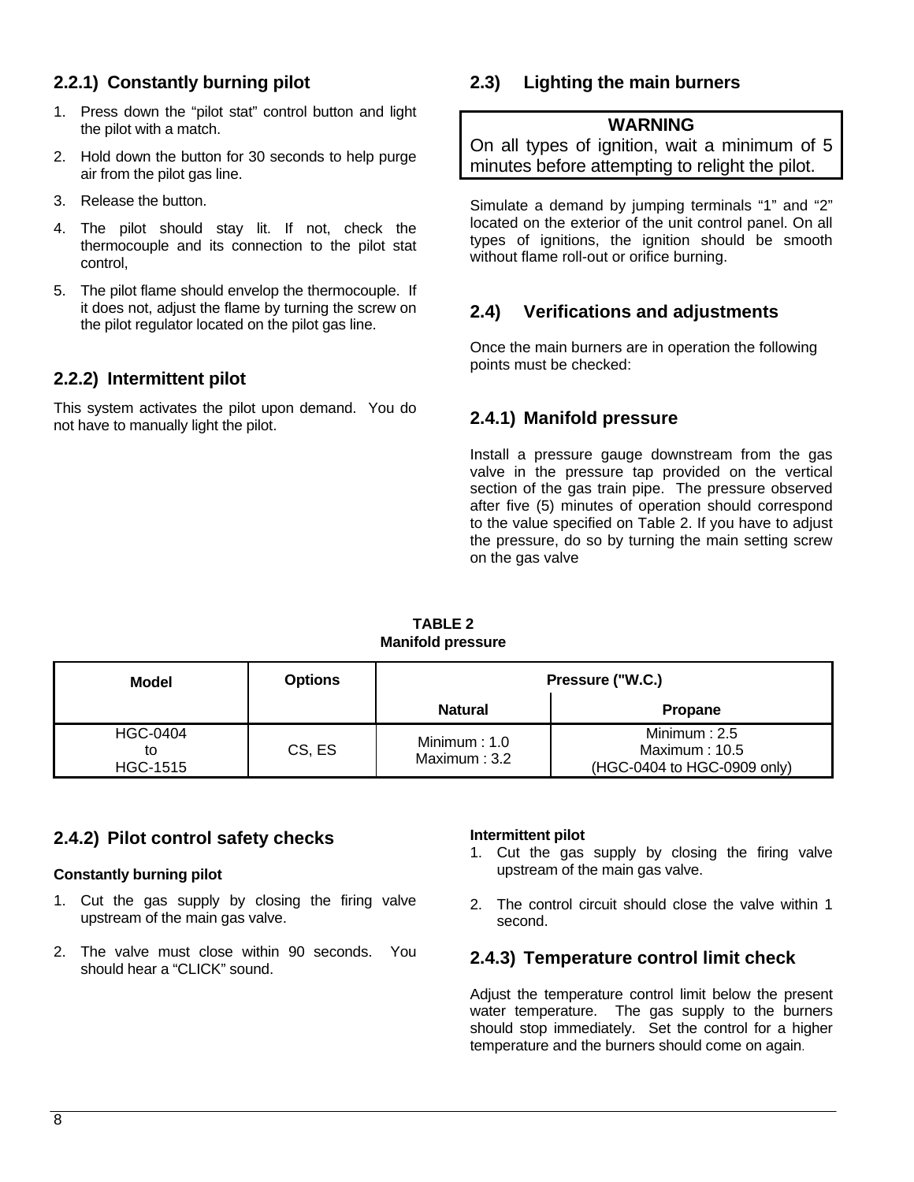### 2.2.1) Constantly burning pilot

1. Press down the "pilot stat" control button and light the pilot with a match.
2. Hold down the button for 30 seconds to help purge air from the pilot gas line.
3. Release the button.
4. The pilot should stay lit. If not, check the thermocouple and its connection to the pilot stat control,
5. The pilot flame should envelop the thermocouple. If it does not, adjust the flame by turning the screw on the pilot regulator located on the pilot gas line.

### 2.2.2) Intermittent pilot

This system activates the pilot upon demand. You do not have to manually light the pilot.

## 2.3) Lighting the main burners

**WARNING**
On all types of ignition, wait a minimum of 5 minutes before attempting to relight the pilot.

Simulate a demand by jumping terminals "1" and "2" located on the exterior of the unit control panel. On all types of ignitions, the ignition should be smooth without flame roll-out or orifice burning.

## 2.4) Verifications and adjustments

Once the main burners are in operation the following points must be checked:

### 2.4.1) Manifold pressure

Install a pressure gauge downstream from the gas valve in the pressure tap provided on the vertical section of the gas train pipe. The pressure observed after five (5) minutes of operation should correspond to the value specified on Table 2. If you have to adjust the pressure, do so by turning the main setting screw on the gas valve

**TABLE 2**
**Manifold pressure**

| Model | Options | Pressure ("W.C.) | |
|---|---|---|---|
| | | Natural | Propane |
| HGC-0404 to HGC-1515 | CS, ES | Minimum : 1.0<br>Maximum : 3.2 | Minimum : 2.5<br>Maximum : 10.5<br>(HGC-0404 to HGC-0909 only) |

### 2.4.2) Pilot control safety checks

**Constantly burning pilot**

1. Cut the gas supply by closing the firing valve upstream of the main gas valve.
2. The valve must close within 90 seconds. You should hear a "CLICK" sound.

**Intermittent pilot**

1. Cut the gas supply by closing the firing valve upstream of the main gas valve.
2. The control circuit should close the valve within 1 second.

### 2.4.3) Temperature control limit check

Adjust the temperature control limit below the present water temperature. The gas supply to the burners should stop immediately. Set the control for a higher temperature and the burners should come on again.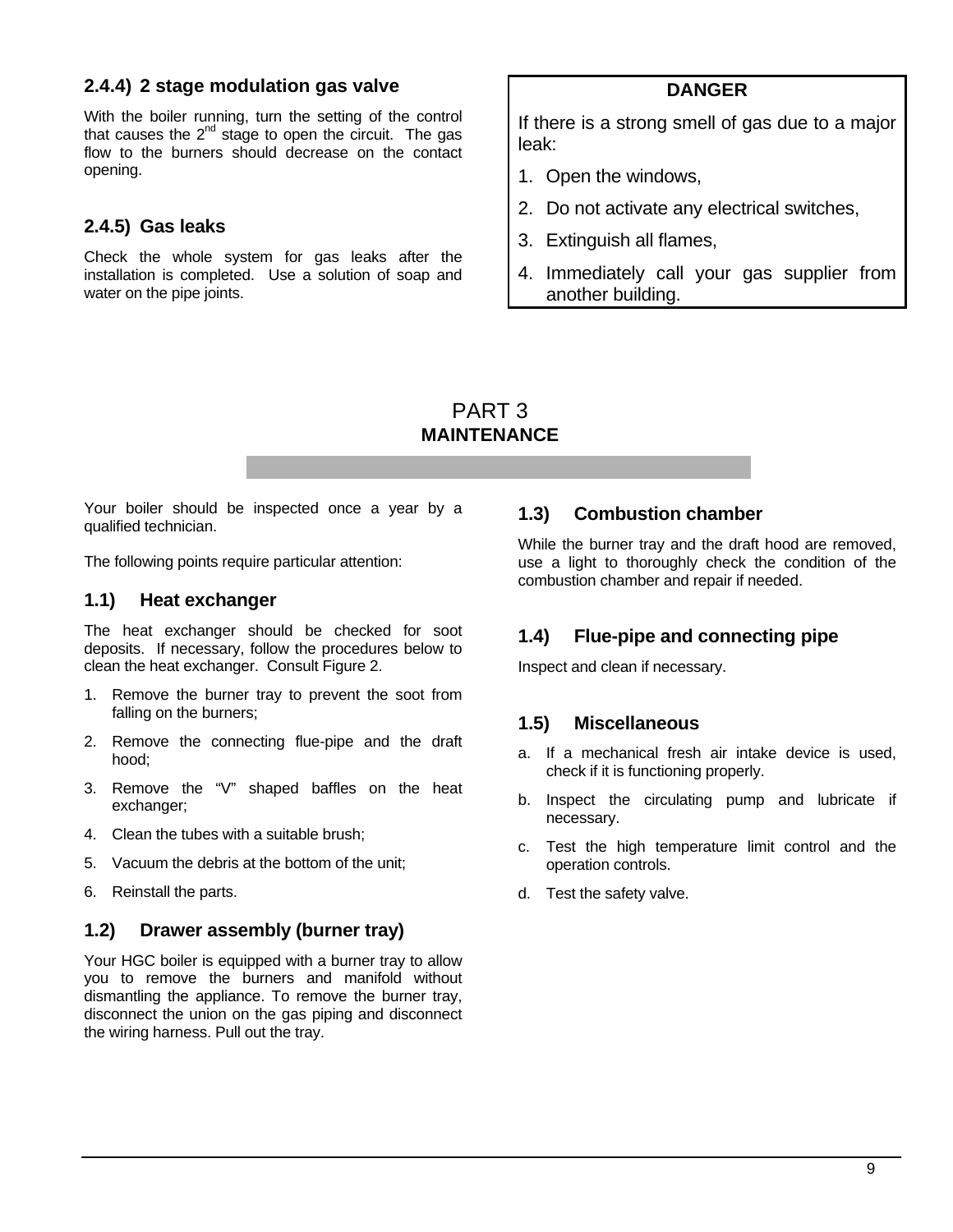### 2.4.4) 2 stage modulation gas valve

With the boiler running, turn the setting of the control that causes the 2nd stage to open the circuit. The gas flow to the burners should decrease on the contact opening.

### 2.4.5) Gas leaks

Check the whole system for gas leaks after the installation is completed. Use a solution of soap and water on the pipe joints.

**DANGER**

If there is a strong smell of gas due to a major leak:

1. Open the windows,
2. Do not activate any electrical switches,
3. Extinguish all flames,
4. Immediately call your gas supplier from another building.

# PART 3
## MAINTENANCE

Your boiler should be inspected once a year by a qualified technician.

The following points require particular attention:

### 1.1) Heat exchanger

The heat exchanger should be checked for soot deposits. If necessary, follow the procedures below to clean the heat exchanger. Consult Figure 2.

1. Remove the burner tray to prevent the soot from falling on the burners;
2. Remove the connecting flue-pipe and the draft hood;
3. Remove the "V" shaped baffles on the heat exchanger;
4. Clean the tubes with a suitable brush;
5. Vacuum the debris at the bottom of the unit;
6. Reinstall the parts.

### 1.2) Drawer assembly (burner tray)

Your HGC boiler is equipped with a burner tray to allow you to remove the burners and manifold without dismantling the appliance. To remove the burner tray, disconnect the union on the gas piping and disconnect the wiring harness. Pull out the tray.

### 1.3) Combustion chamber

While the burner tray and the draft hood are removed, use a light to thoroughly check the condition of the combustion chamber and repair if needed.

### 1.4) Flue-pipe and connecting pipe

Inspect and clean if necessary.

### 1.5) Miscellaneous

a. If a mechanical fresh air intake device is used, check if it is functioning properly.

b. Inspect the circulating pump and lubricate if necessary.

c. Test the high temperature limit control and the operation controls.

d. Test the safety valve.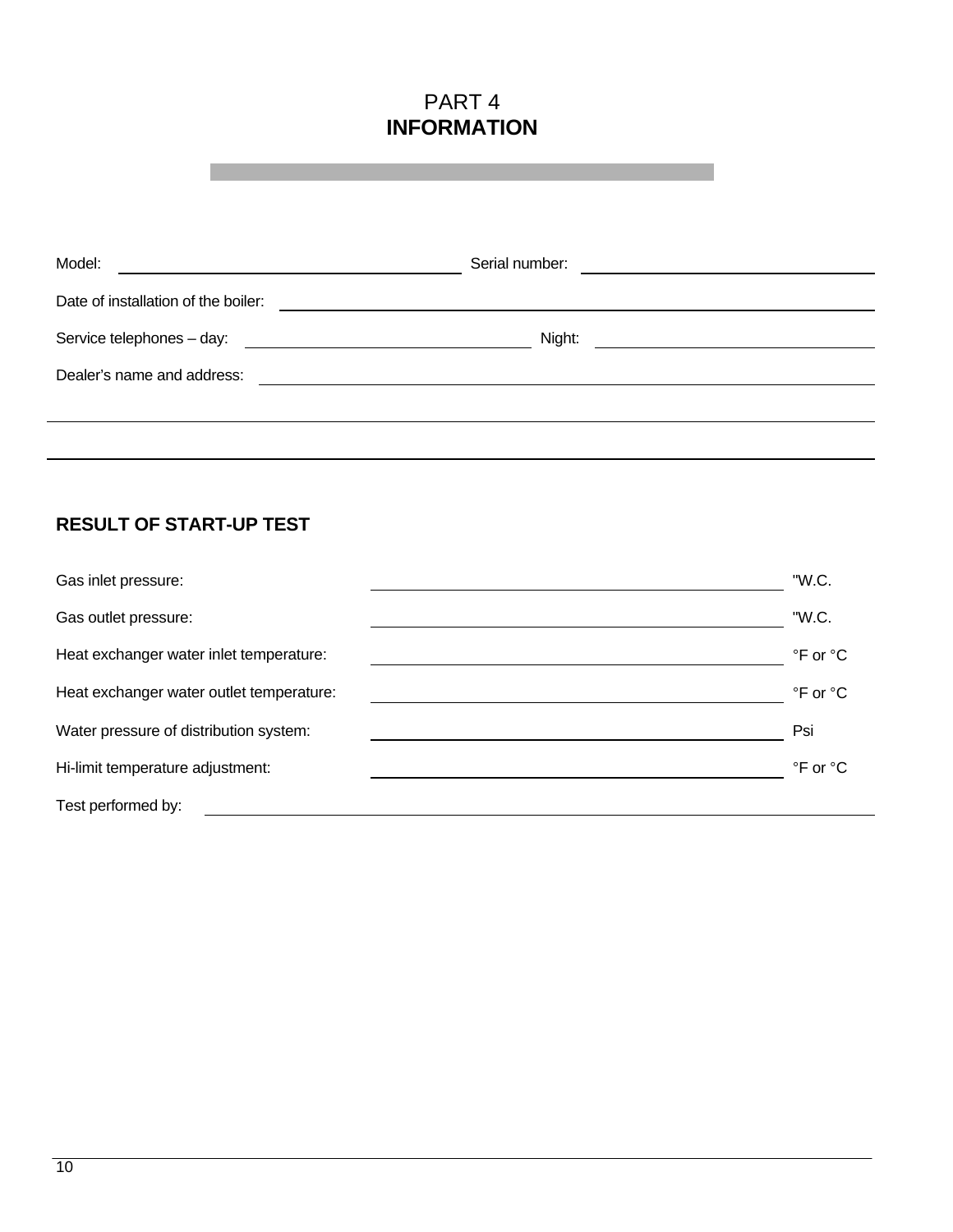# PART 4
# **INFORMATION**

Model: ______________________ Serial number: ______________________

Date of installation of the boiler: ______________________

Service telephones – day: ______________________ Night: ______________________

Dealer's name and address: ______________________

______________________

______________________

## **RESULT OF START-UP TEST**

Gas inlet pressure: ______________________ "W.C.

Gas outlet pressure: ______________________ "W.C.

Heat exchanger water inlet temperature: ______________________ °F or °C

Heat exchanger water outlet temperature: ______________________ °F or °C

Water pressure of distribution system: ______________________ Psi

Hi-limit temperature adjustment: ______________________ °F or °C

Test performed by: ______________________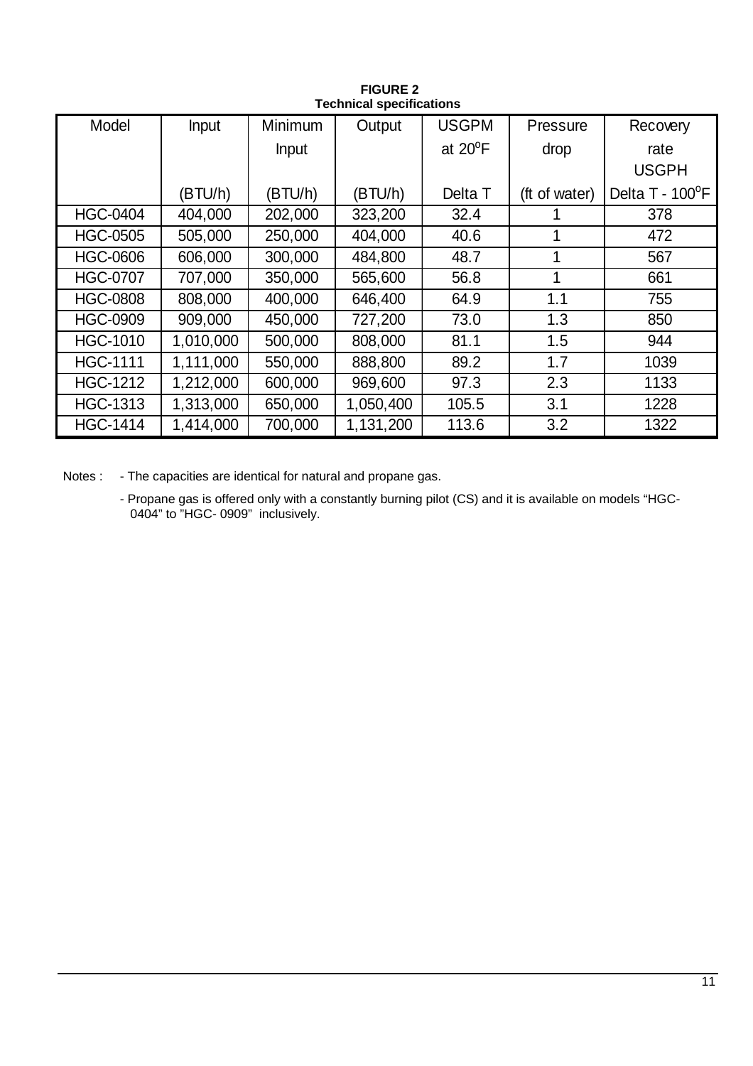**FIGURE 2**
**Technical specifications**

| Model | Input (BTU/h) | Minimum Input (BTU/h) | Output (BTU/h) | USGPM at 20°F Delta T | Pressure drop (ft of water) | Recovery rate USGPH Delta T - 100°F |
|---|---|---|---|---|---|---|
| HGC-0404 | 404,000 | 202,000 | 323,200 | 32.4 | 1 | 378 |
| HGC-0505 | 505,000 | 250,000 | 404,000 | 40.6 | 1 | 472 |
| HGC-0606 | 606,000 | 300,000 | 484,800 | 48.7 | 1 | 567 |
| HGC-0707 | 707,000 | 350,000 | 565,600 | 56.8 | 1 | 661 |
| HGC-0808 | 808,000 | 400,000 | 646,400 | 64.9 | 1.1 | 755 |
| HGC-0909 | 909,000 | 450,000 | 727,200 | 73.0 | 1.3 | 850 |
| HGC-1010 | 1,010,000 | 500,000 | 808,000 | 81.1 | 1.5 | 944 |
| HGC-1111 | 1,111,000 | 550,000 | 888,800 | 89.2 | 1.7 | 1039 |
| HGC-1212 | 1,212,000 | 600,000 | 969,600 | 97.3 | 2.3 | 1133 |
| HGC-1313 | 1,313,000 | 650,000 | 1,050,400 | 105.5 | 3.1 | 1228 |
| HGC-1414 | 1,414,000 | 700,000 | 1,131,200 | 113.6 | 3.2 | 1322 |

Notes :
- The capacities are identical for natural and propane gas.
- Propane gas is offered only with a constantly burning pilot (CS) and it is available on models "HGC-0404" to "HGC- 0909" inclusively.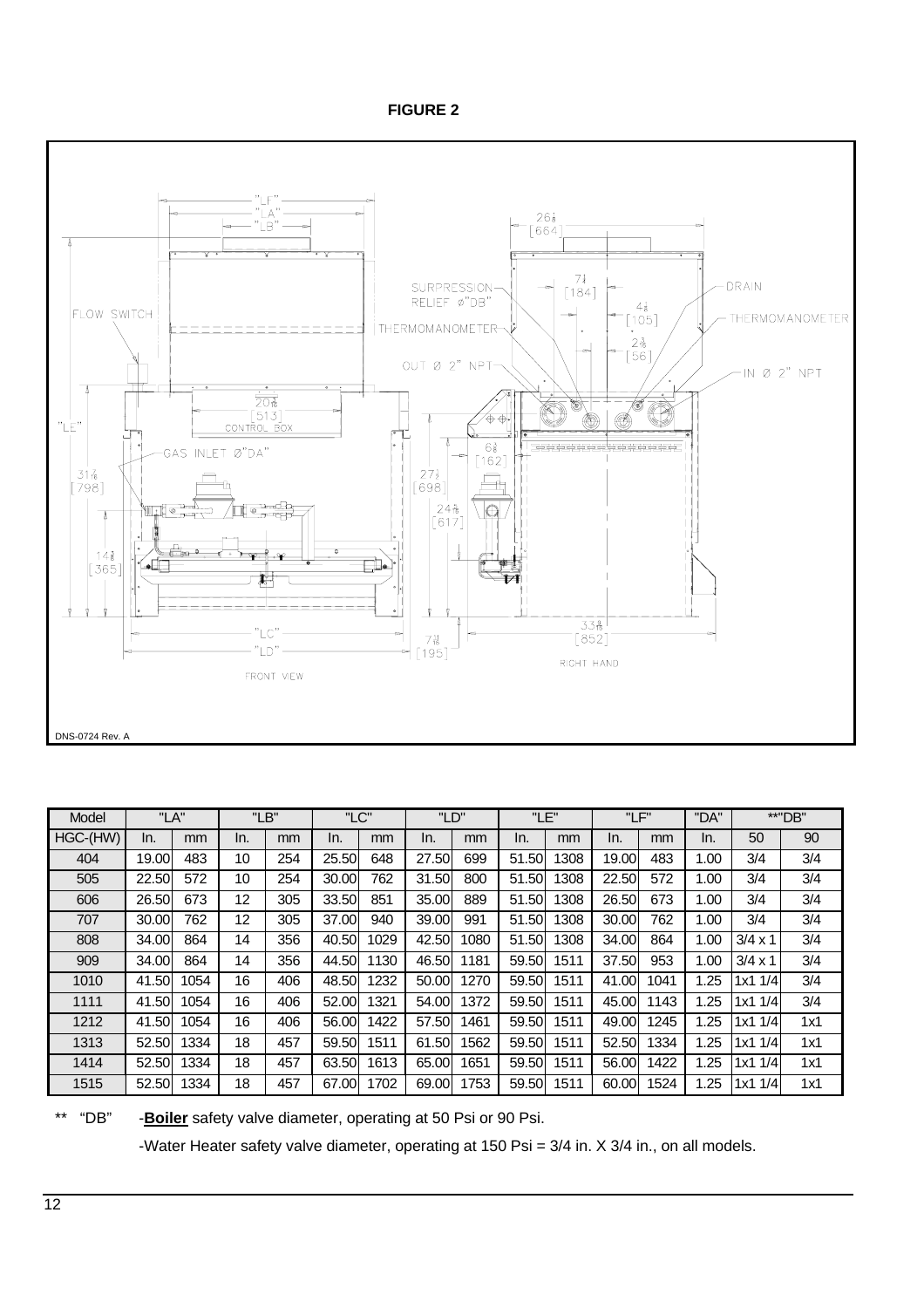**FIGURE 2**

| Model | "LA" | | "LB" | | "LC" | | "LD" | | "LE" | | "LF" | | "DA" | **"DB" | |
|---|---|---|---|---|---|---|---|---|---|---|---|---|---|---|---|
| HGC-(HW) | In. | mm | In. | mm | In. | mm | In. | mm | In. | mm | In. | mm | In. | 50 | 90 |
| 404 | 19.00 | 483 | 10 | 254 | 25.50 | 648 | 27.50 | 699 | 51.50 | 1308 | 19.00 | 483 | 1.00 | 3/4 | 3/4 |
| 505 | 22.50 | 572 | 10 | 254 | 30.00 | 762 | 31.50 | 800 | 51.50 | 1308 | 22.50 | 572 | 1.00 | 3/4 | 3/4 |
| 606 | 26.50 | 673 | 12 | 305 | 33.50 | 851 | 35.00 | 889 | 51.50 | 1308 | 26.50 | 673 | 1.00 | 3/4 | 3/4 |
| 707 | 30.00 | 762 | 12 | 305 | 37.00 | 940 | 39.00 | 991 | 51.50 | 1308 | 30.00 | 762 | 1.00 | 3/4 | 3/4 |
| 808 | 34.00 | 864 | 14 | 356 | 40.50 | 1029 | 42.50 | 1080 | 51.50 | 1308 | 34.00 | 864 | 1.00 | 3/4 x 1 | 3/4 |
| 909 | 34.00 | 864 | 14 | 356 | 44.50 | 1130 | 46.50 | 1181 | 59.50 | 1511 | 37.50 | 953 | 1.00 | 3/4 x 1 | 3/4 |
| 1010 | 41.50 | 1054 | 16 | 406 | 48.50 | 1232 | 50.00 | 1270 | 59.50 | 1511 | 41.00 | 1041 | 1.25 | 1x1 1/4 | 3/4 |
| 1111 | 41.50 | 1054 | 16 | 406 | 52.00 | 1321 | 54.00 | 1372 | 59.50 | 1511 | 45.00 | 1143 | 1.25 | 1x1 1/4 | 3/4 |
| 1212 | 41.50 | 1054 | 16 | 406 | 56.00 | 1422 | 57.50 | 1461 | 59.50 | 1511 | 49.00 | 1245 | 1.25 | 1x1 1/4 | 1x1 |
| 1313 | 52.50 | 1334 | 18 | 457 | 59.50 | 1511 | 61.50 | 1562 | 59.50 | 1511 | 52.50 | 1334 | 1.25 | 1x1 1/4 | 1x1 |
| 1414 | 52.50 | 1334 | 18 | 457 | 63.50 | 1613 | 65.00 | 1651 | 59.50 | 1511 | 56.00 | 1422 | 1.25 | 1x1 1/4 | 1x1 |
| 1515 | 52.50 | 1334 | 18 | 457 | 67.00 | 1702 | 69.00 | 1753 | 59.50 | 1511 | 60.00 | 1524 | 1.25 | 1x1 1/4 | 1x1 |

** "DB" -**Boiler** safety valve diameter, operating at 50 Psi or 90 Psi.

-Water Heater safety valve diameter, operating at 150 Psi = 3/4 in. X 3/4 in., on all models.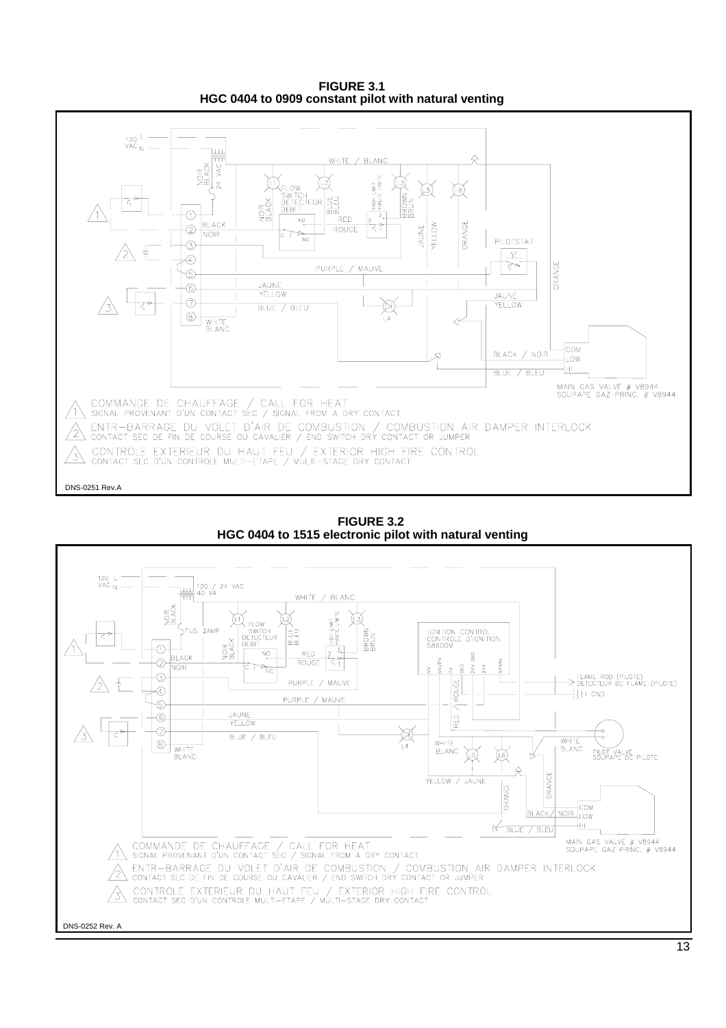**FIGURE 3.1**
**HGC 0404 to 0909 constant pilot with natural venting**

COMMANDE DE CHAUFFAGE / CALL FOR HEAT
SIGNAL PROVENANT D'UN CONTACT SEC / SIGNAL FROM A DRY CONTACT

ENTR–BARRAGE DU VOLET D'AIR DE COMBUSTION / COMBUSTION AIR DAMPER INTERLOCK
CONTACT SEC DE FIN DE COURSE OU CAVALIER / END SWITCH DRY CONTACT OR JUMPER

CONTROLE EXTERIEUR DU HAUT FEU / EXTERIOR HIGH FIRE CONTROL
CONTACT SEC D'UN CONTROLE MULTI–ETAPE / MULTI–STAGE DRY CONTACT

DNS-0251 Rev.A

**FIGURE 3.2**
**HGC 0404 to 1515 electronic pilot with natural venting**

COMMANDE DE CHAUFFAGE / CALL FOR HEAT
SIGNAL PROVENANT D'UN CONTACT SEC / SIGNAL FROM A DRY CONTACT

ENTR–BARRAGE DU VOLET D'AIR DE COMBUSTION / COMBUSTION AIR DAMPER INTERLOCK
CONTACT SEC DE FIN DE COURSE OU CAVALIER / END SWITCH DRY CONTACT OR JUMPER

CONTROLE EXTERIEUR DU HAUT FEU / EXTERIOR HIGH FIRE CONTROL
CONTACT SEC D'UN CONTROLE MULTI–ETAPE / MULTI–STAGE DRY CONTACT

DNS-0252 Rev. A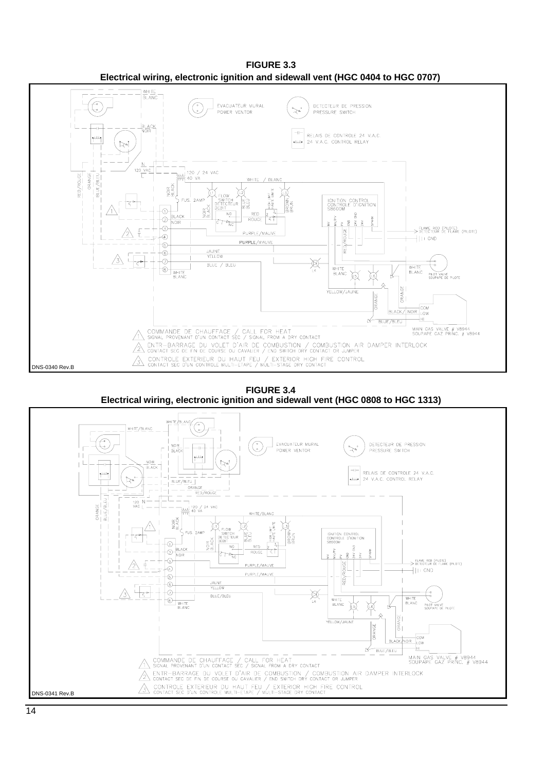**FIGURE 3.3**
**Electrical wiring, electronic ignition and sidewall vent (HGC 0404 to HGC 0707)**

EVACUATEUR MURAL / POWER VENTOR

DETECTEUR DE PRESSION / PRESSURE SWITCH

RELAIS DE CONTROLE 24 V.A.C. / 24 V.A.C. CONTROL RELAY

1. COMMANDE DE CHAUFFAGE / CALL FOR HEAT
   SIGNAL PROVENANT D'UN CONTACT SEC / SIGNAL FROM A DRY CONTACT
2. ENTR-BARRAGE DU VOLET D'AIR DE COMBUSTION / COMBUSTION AIR DAMPER INTERLOCK
   CONTACT SEC DE FIN DE COURSE OU CAVALIER / END SWITCH DRY CONTACT OR JUMPER
3. CONTROLE EXTERIEUR DU HAUT FEU / EXTERIOR HIGH FIRE CONTROL
   CONTACT SEC D'UN CONTROLE MULTI-ETAPE / MULTI-STAGE DRY CONTACT

DNS-0340 Rev.B

**FIGURE 3.4**
**Electrical wiring, electronic ignition and sidewall vent (HGC 0808 to HGC 1313)**

EVACUATEUR MURAL / POWER VENTOR

DETECTEUR DE PRESSION / PRESSURE SWITCH

RELAIS DE CONTROLE 24 V.A.C. / 24 V.A.C. CONTROL RELAY

1. COMMANDE DE CHAUFFAGE / CALL FOR HEAT
   SIGNAL PROVENANT D'UN CONTACT SEC / SIGNAL FROM A DRY CONTACT
2. ENTR-BARRAGE DU VOLET D'AIR DE COMBUSTION / COMBUSTION AIR DAMPER INTERLOCK
   CONTACT SEC DE FIN DE COURSE OU CAVALIER / END SWITCH DRY CONTACT OR JUMPER
3. CONTROLE EXTERIEUR DU HAUT FEU / EXTERIOR HIGH FIRE CONTROL
   CONTACT SEC D'UN CONTROLE MULTI-ETAPE / MULTI-STAGE DRY CONTACT

DNS-0341 Rev.B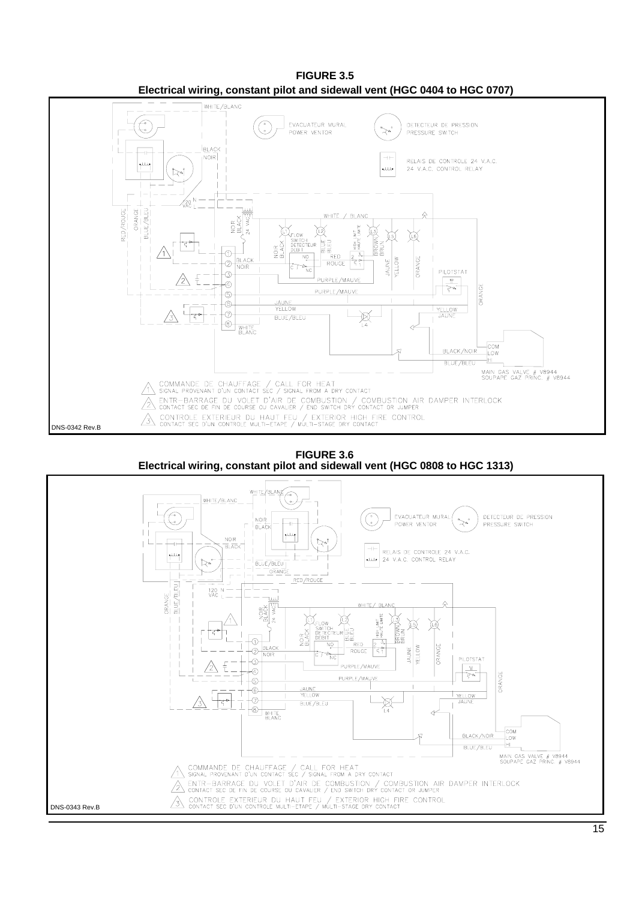**FIGURE 3.5**
**Electrical wiring, constant pilot and sidewall vent (HGC 0404 to HGC 0707)**

EVACUATEUR MURAL / POWER VENTOR
DETECTEUR DE PRESSION / PRESSURE SWITCH
RELAIS DE CONTROLE 24 V.A.C. / 24 V.A.C. CONTROL RELAY

1. COMMANDE DE CHAUFFAGE / CALL FOR HEAT
   SIGNAL PROVENANT D'UN CONTACT SEC / SIGNAL FROM A DRY CONTACT
2. ENTR-BARRAGE DU VOLET D'AIR DE COMBUSTION / COMBUSTION AIR DAMPER INTERLOCK
   CONTACT SEC DE FIN DE COURSE OU CAVALIER / END SWITCH DRY CONTACT OR JUMPER
3. CONTROLE EXTERIEUR DU HAUT FEU / EXTERIOR HIGH FIRE CONTROL
   CONTACT SEC D'UN CONTROLE MULTI-ETAPE / MULTI-STAGE DRY CONTACT

DNS-0342 Rev.B

**FIGURE 3.6**
**Electrical wiring, constant pilot and sidewall vent (HGC 0808 to HGC 1313)**

EVACUATEUR MURAL / POWER VENTOR
DETECTEUR DE PRESSION / PRESSURE SWITCH
RELAIS DE CONTROLE 24 V.A.C. / 24 V.A.C. CONTROL RELAY

1. COMMANDE DE CHAUFFAGE / CALL FOR HEAT
   SIGNAL PROVENANT D'UN CONTACT SEC / SIGNAL FROM A DRY CONTACT
2. ENTR-BARRAGE DU VOLET D'AIR DE COMBUSTION / COMBUSTION AIR DAMPER INTERLOCK
   CONTACT SEC DE FIN DE COURSE OU CAVALIER / END SWITCH DRY CONTACT OR JUMPER
3. CONTROLE EXTERIEUR DU HAUT FEU / EXTERIOR HIGH FIRE CONTROL
   CONTACT SEC D'UN CONTROLE MULTI-ETAPE / MULTI-STAGE DRY CONTACT

DNS-0343 Rev.B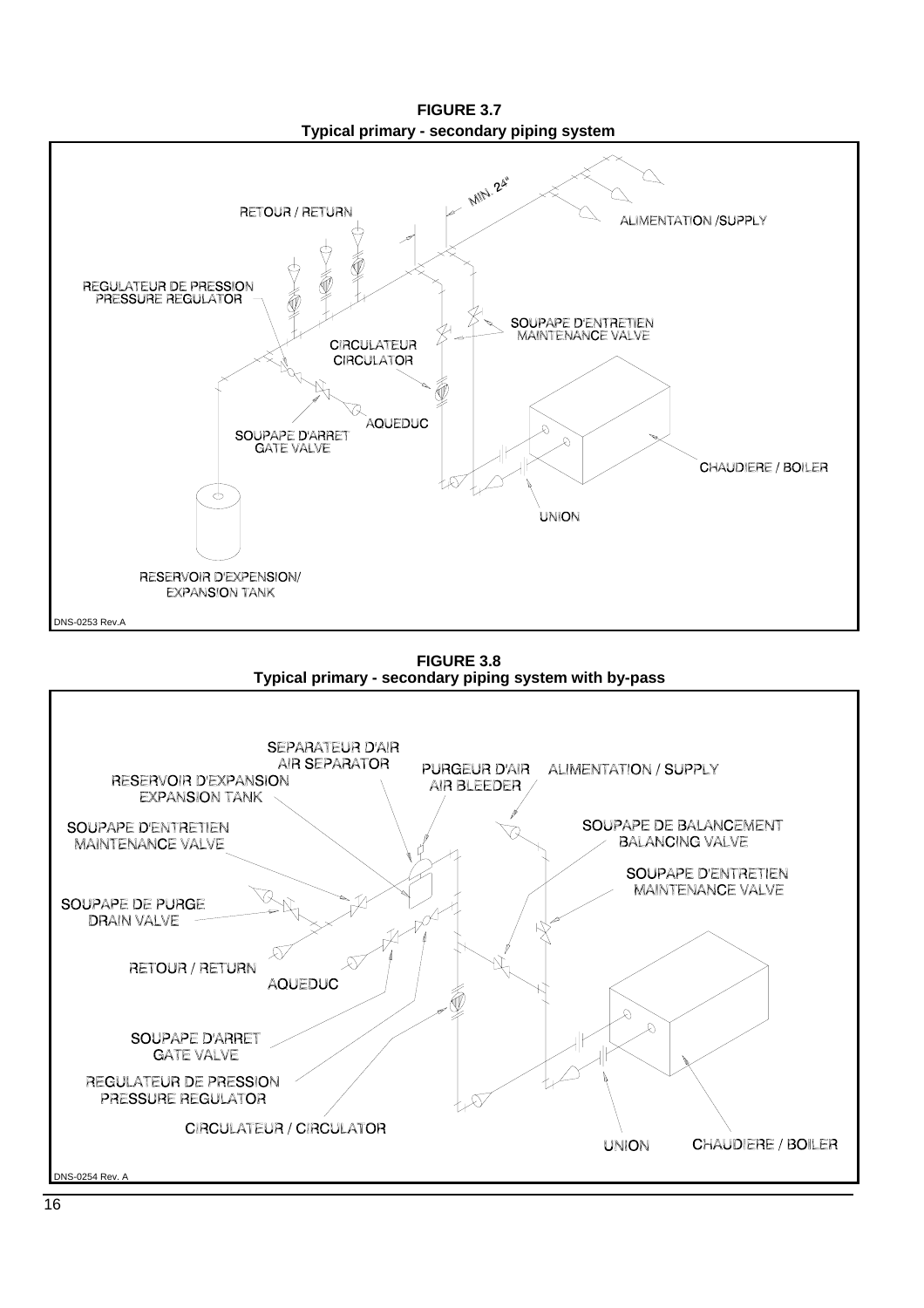**FIGURE 3.7**
**Typical primary - secondary piping system**

**FIGURE 3.8**
**Typical primary - secondary piping system with by-pass**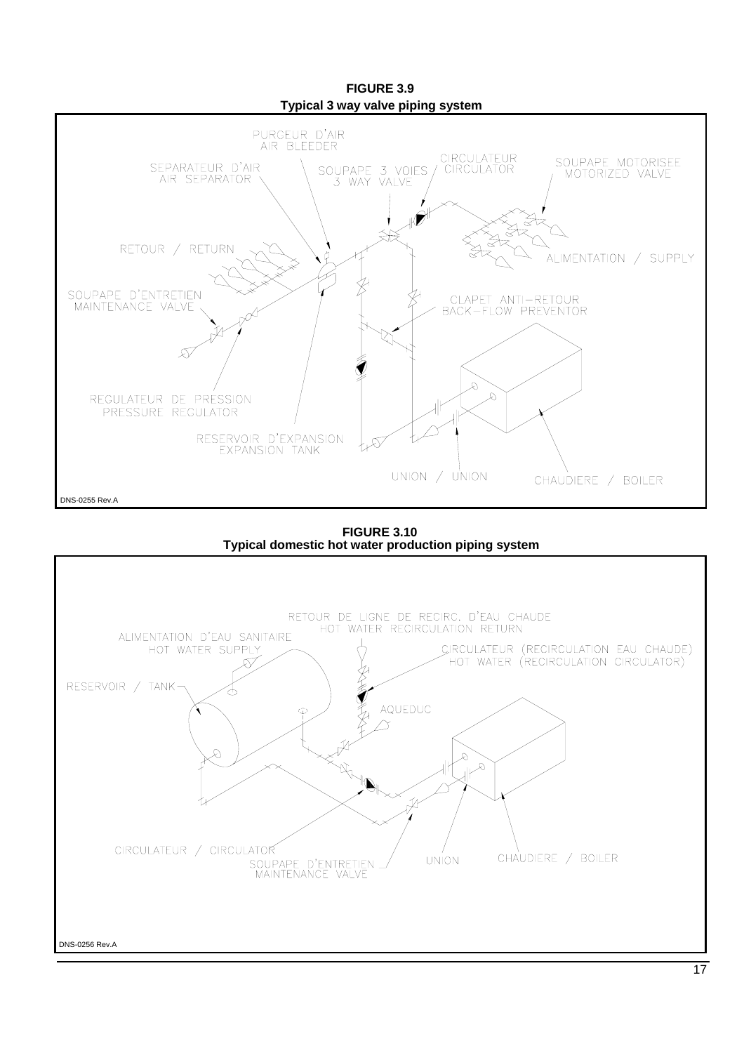**FIGURE 3.9**
**Typical 3 way valve piping system**

PURGEUR D'AIR
AIR BLEEDER

SEPARATEUR D'AIR
AIR SEPARATOR

SOUPAPE 3 VOIES
3 WAY VALVE

CIRCULATEUR
CIRCULATOR

SOUPAPE MOTORISEE
MOTORIZED VALVE

RETOUR / RETURN

ALIMENTATION / SUPPLY

SOUPAPE D'ENTRETIEN
MAINTENANCE VALVE

CLAPET ANTI-RETOUR
BACK-FLOW PREVENTOR

REGULATEUR DE PRESSION
PRESSURE REGULATOR

RESERVOIR D'EXPANSION
EXPANSION TANK

UNION / UNION

CHAUDIERE / BOILER

DNS-0255 Rev.A

**FIGURE 3.10**
**Typical domestic hot water production piping system**

RETOUR DE LIGNE DE RECIRC. D'EAU CHAUDE
HOT WATER RECIRCULATION RETURN

ALIMENTATION D'EAU SANITAIRE
HOT WATER SUPPLY

CIRCULATEUR (RECIRCULATION EAU CHAUDE)
HOT WATER (RECIRCULATION CIRCULATOR)

RESERVOIR / TANK

AQUEDUC

CIRCULATEUR / CIRCULATOR

SOUPAPE D'ENTRETIEN
MAINTENANCE VALVE

UNION

CHAUDIERE / BOILER

DNS-0256 Rev.A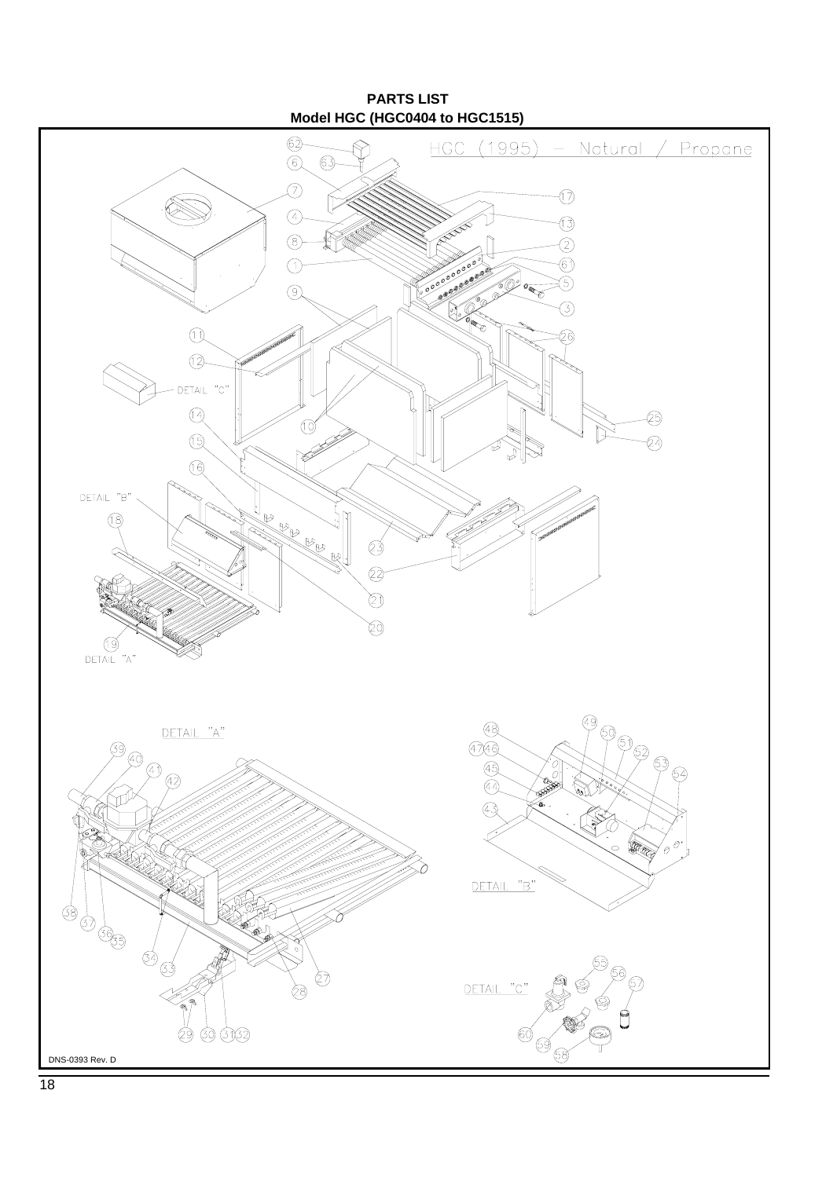**PARTS LIST**
**Model HGC (HGC0404 to HGC1515)**

HGC (1995) — Natural / Propane

DETAIL "A"

DETAIL "B"

DETAIL "C"

DNS-0393 Rev. D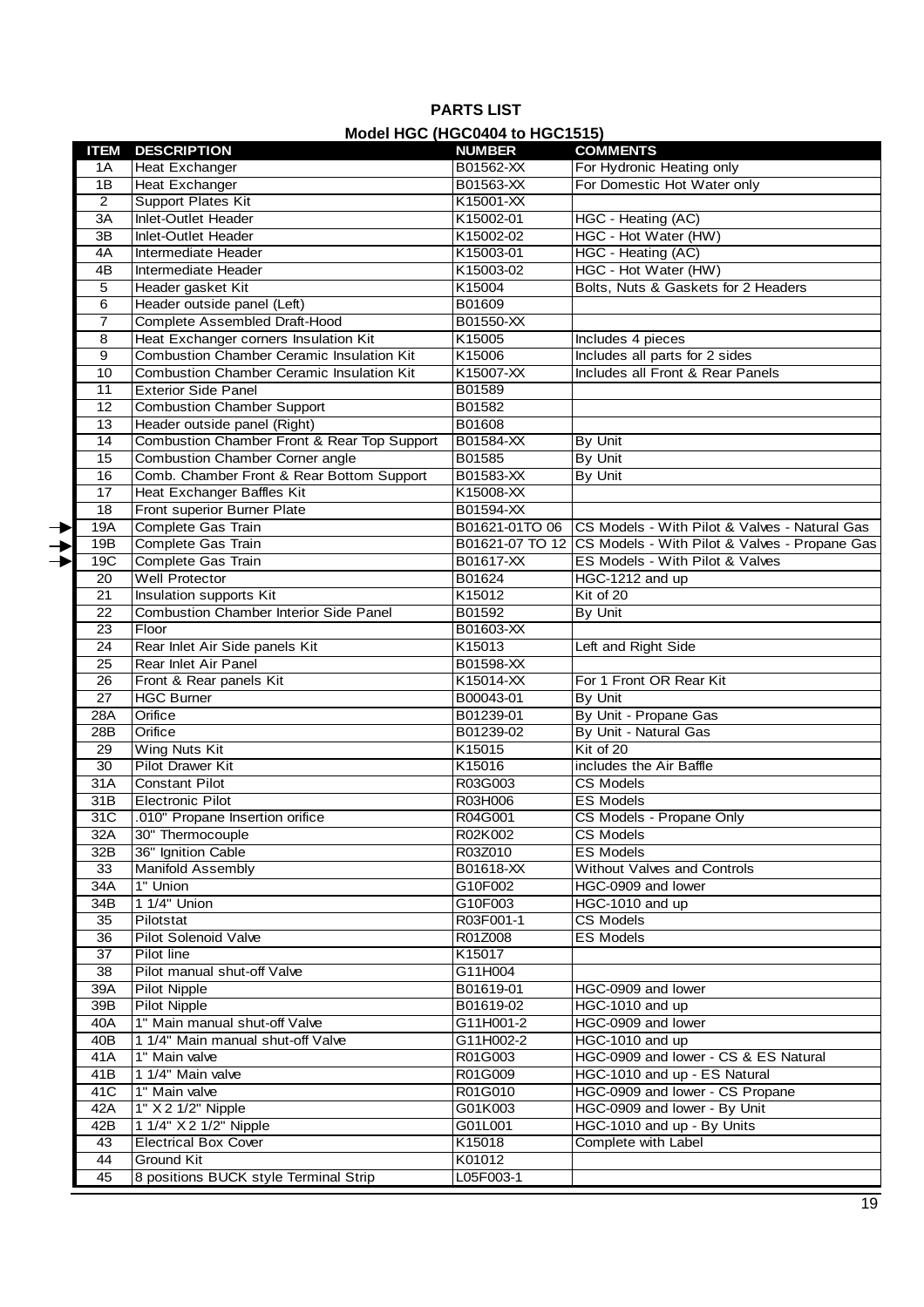**PARTS LIST**

**Model HGC (HGC0404 to HGC1515)**

| ITEM | DESCRIPTION | NUMBER | COMMENTS |
|---|---|---|---|
| 1A | Heat Exchanger | B01562-XX | For Hydronic Heating only |
| 1B | Heat Exchanger | B01563-XX | For Domestic Hot Water only |
| 2 | Support Plates Kit | K15001-XX | |
| 3A | Inlet-Outlet Header | K15002-01 | HGC - Heating (AC) |
| 3B | Inlet-Outlet Header | K15002-02 | HGC - Hot Water (HW) |
| 4A | Intermediate Header | K15003-01 | HGC - Heating (AC) |
| 4B | Intermediate Header | K15003-02 | HGC - Hot Water (HW) |
| 5 | Header gasket Kit | K15004 | Bolts, Nuts & Gaskets for 2 Headers |
| 6 | Header outside panel (Left) | B01609 | |
| 7 | Complete Assembled Draft-Hood | B01550-XX | |
| 8 | Heat Exchanger corners Insulation Kit | K15005 | Includes 4 pieces |
| 9 | Combustion Chamber Ceramic Insulation Kit | K15006 | Includes all parts for 2 sides |
| 10 | Combustion Chamber Ceramic Insulation Kit | K15007-XX | Includes all Front & Rear Panels |
| 11 | Exterior Side Panel | B01589 | |
| 12 | Combustion Chamber Support | B01582 | |
| 13 | Header outside panel (Right) | B01608 | |
| 14 | Combustion Chamber Front & Rear Top Support | B01584-XX | By Unit |
| 15 | Combustion Chamber Corner angle | B01585 | By Unit |
| 16 | Comb. Chamber Front & Rear Bottom Support | B01583-XX | By Unit |
| 17 | Heat Exchanger Baffles Kit | K15008-XX | |
| 18 | Front superior Burner Plate | B01594-XX | |
| 19A | Complete Gas Train | B01621-01TO 06 | CS Models - With Pilot & Valves - Natural Gas |
| 19B | Complete Gas Train | B01621-07 TO 12 | CS Models - With Pilot & Valves - Propane Gas |
| 19C | Complete Gas Train | B01617-XX | ES Models - With Pilot & Valves |
| 20 | Well Protector | B01624 | HGC-1212 and up |
| 21 | Insulation supports Kit | K15012 | Kit of 20 |
| 22 | Combustion Chamber Interior Side Panel | B01592 | By Unit |
| 23 | Floor | B01603-XX | |
| 24 | Rear Inlet Air Side panels Kit | K15013 | Left and Right Side |
| 25 | Rear Inlet Air Panel | B01598-XX | |
| 26 | Front & Rear panels Kit | K15014-XX | For 1 Front OR Rear Kit |
| 27 | HGC Burner | B00043-01 | By Unit |
| 28A | Orifice | B01239-01 | By Unit - Propane Gas |
| 28B | Orifice | B01239-02 | By Unit - Natural Gas |
| 29 | Wing Nuts Kit | K15015 | Kit of 20 |
| 30 | Pilot Drawer Kit | K15016 | includes the Air Baffle |
| 31A | Constant Pilot | R03G003 | CS Models |
| 31B | Electronic Pilot | R03H006 | ES Models |
| 31C | .010" Propane Insertion orifice | R04G001 | CS Models - Propane Only |
| 32A | 30" Thermocouple | R02K002 | CS Models |
| 32B | 36" Ignition Cable | R03Z010 | ES Models |
| 33 | Manifold Assembly | B01618-XX | Without Valves and Controls |
| 34A | 1" Union | G10F002 | HGC-0909 and lower |
| 34B | 1 1/4" Union | G10F003 | HGC-1010 and up |
| 35 | Pilotstat | R03F001-1 | CS Models |
| 36 | Pilot Solenoid Valve | R01Z008 | ES Models |
| 37 | Pilot line | K15017 | |
| 38 | Pilot manual shut-off Valve | G11H004 | |
| 39A | Pilot Nipple | B01619-01 | HGC-0909 and lower |
| 39B | Pilot Nipple | B01619-02 | HGC-1010 and up |
| 40A | 1" Main manual shut-off Valve | G11H001-2 | HGC-0909 and lower |
| 40B | 1 1/4" Main manual shut-off Valve | G11H002-2 | HGC-1010 and up |
| 41A | 1" Main valve | R01G003 | HGC-0909 and lower - CS & ES Natural |
| 41B | 1 1/4" Main valve | R01G009 | HGC-1010 and up - ES Natural |
| 41C | 1" Main valve | R01G010 | HGC-0909 and lower - CS Propane |
| 42A | 1" X 2 1/2" Nipple | G01K003 | HGC-0909 and lower - By Unit |
| 42B | 1 1/4" X 2 1/2" Nipple | G01L001 | HGC-1010 and up - By Units |
| 43 | Electrical Box Cover | K15018 | Complete with Label |
| 44 | Ground Kit | K01012 | |
| 45 | 8 positions BUCK style Terminal Strip | L05F003-1 | |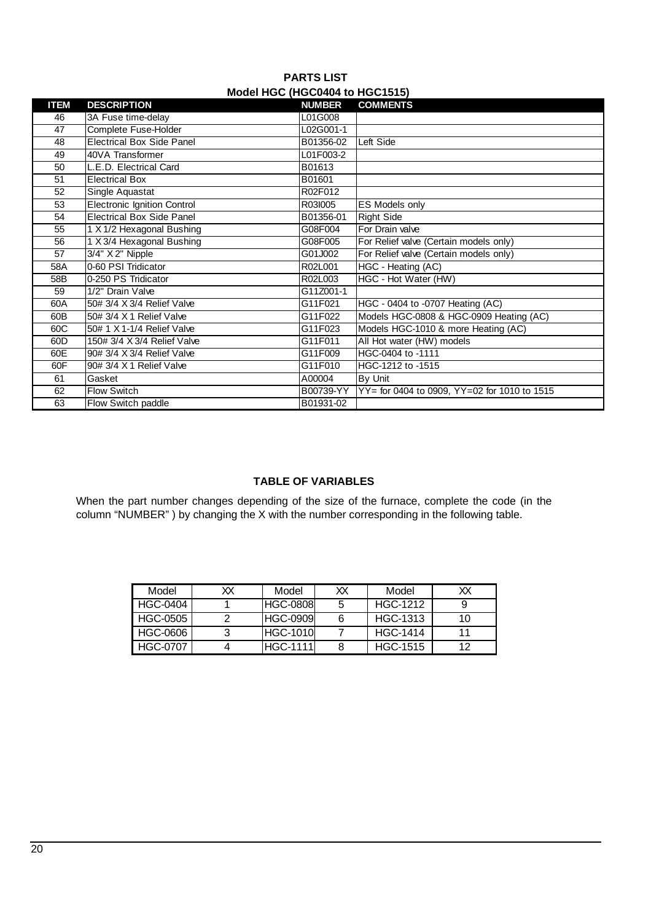## PARTS LIST
### Model HGC (HGC0404 to HGC1515)

| ITEM | DESCRIPTION | NUMBER | COMMENTS |
|---|---|---|---|
| 46 | 3A Fuse time-delay | L01G008 | |
| 47 | Complete Fuse-Holder | L02G001-1 | |
| 48 | Electrical Box Side Panel | B01356-02 | Left Side |
| 49 | 40VA Transformer | L01F003-2 | |
| 50 | L.E.D. Electrical Card | B01613 | |
| 51 | Electrical Box | B01601 | |
| 52 | Single Aquastat | R02F012 | |
| 53 | Electronic Ignition Control | R03I005 | ES Models only |
| 54 | Electrical Box Side Panel | B01356-01 | Right Side |
| 55 | 1 X 1/2 Hexagonal Bushing | G08F004 | For Drain valve |
| 56 | 1 X 3/4 Hexagonal Bushing | G08F005 | For Relief valve (Certain models only) |
| 57 | 3/4" X 2" Nipple | G01J002 | For Relief valve (Certain models only) |
| 58A | 0-60 PSI Tridicator | R02L001 | HGC - Heating (AC) |
| 58B | 0-250 PS Tridicator | R02L003 | HGC - Hot Water (HW) |
| 59 | 1/2" Drain Valve | G11Z001-1 | |
| 60A | 50# 3/4 X 3/4 Relief Valve | G11F021 | HGC - 0404 to -0707 Heating (AC) |
| 60B | 50# 3/4 X 1 Relief Valve | G11F022 | Models HGC-0808 & HGC-0909 Heating (AC) |
| 60C | 50# 1 X 1-1/4 Relief Valve | G11F023 | Models HGC-1010 & more Heating (AC) |
| 60D | 150# 3/4 X 3/4 Relief Valve | G11F011 | All Hot water (HW) models |
| 60E | 90# 3/4 X 3/4 Relief Valve | G11F009 | HGC-0404 to -1111 |
| 60F | 90# 3/4 X 1 Relief Valve | G11F010 | HGC-1212 to -1515 |
| 61 | Gasket | A00004 | By Unit |
| 62 | Flow Switch | B00739-YY | YY= for 0404 to 0909, YY=02 for 1010 to 1515 |
| 63 | Flow Switch paddle | B01931-02 | |

### TABLE OF VARIABLES

When the part number changes depending of the size of the furnace, complete the code (in the column "NUMBER" ) by changing the X with the number corresponding in the following table.

| Model | XX | Model | XX | Model | XX |
|---|---|---|---|---|---|
| HGC-0404 | 1 | HGC-0808 | 5 | HGC-1212 | 9 |
| HGC-0505 | 2 | HGC-0909 | 6 | HGC-1313 | 10 |
| HGC-0606 | 3 | HGC-1010 | 7 | HGC-1414 | 11 |
| HGC-0707 | 4 | HGC-1111 | 8 | HGC-1515 | 12 |